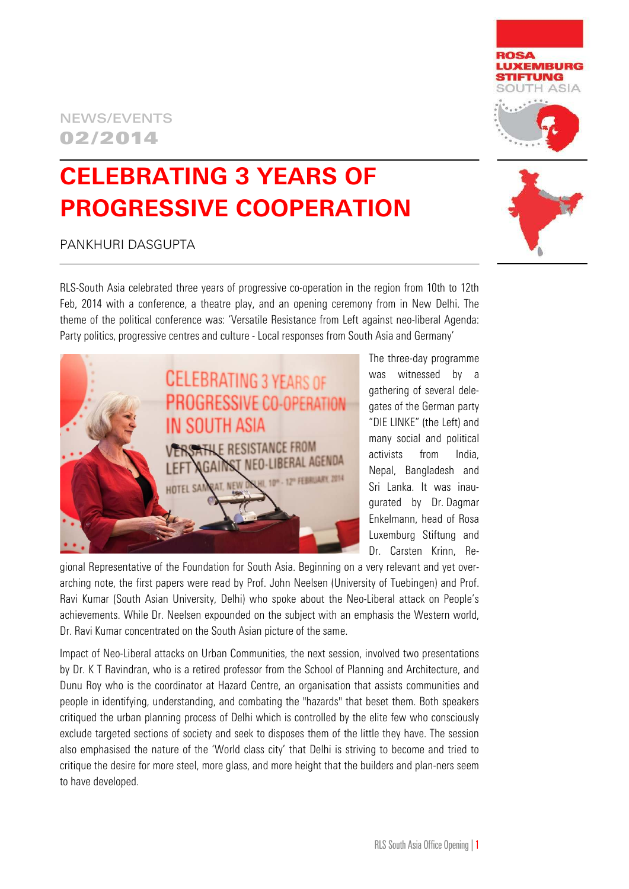NEWS/EVENTS
**02/2014**

# CELEBRATING 3 YEARS OF PROGRESSIVE COOPERATION

PANKHURI DASGUPTA

RLS-South Asia celebrated three years of progressive co-operation in the region from 10th to 12th Feb, 2014 with a conference, a theatre play, and an opening ceremony from in New Delhi. The theme of the political conference was: 'Versatile Resistance from Left against neo-liberal Agenda: Party politics, progressive centres and culture - Local responses from South Asia and Germany'

The three-day programme was witnessed by a gathering of several delegates of the German party "DIE LINKE" (the Left) and many social and political activists from India, Nepal, Bangladesh and Sri Lanka. It was inaugurated by Dr. Dagmar Enkelmann, head of Rosa Luxemburg Stiftung and Dr. Carsten Krinn, Regional Representative of the Foundation for South Asia. Beginning on a very relevant and yet overarching note, the first papers were read by Prof. John Neelsen (University of Tuebingen) and Prof. Ravi Kumar (South Asian University, Delhi) who spoke about the Neo-Liberal attack on People's achievements. While Dr. Neelsen expounded on the subject with an emphasis the Western world, Dr. Ravi Kumar concentrated on the South Asian picture of the same.

Impact of Neo-Liberal attacks on Urban Communities, the next session, involved two presentations by Dr. K T Ravindran, who is a retired professor from the School of Planning and Architecture, and Dunu Roy who is the coordinator at Hazard Centre, an organisation that assists communities and people in identifying, understanding, and combating the "hazards" that beset them. Both speakers critiqued the urban planning process of Delhi which is controlled by the elite few who consciously exclude targeted sections of society and seek to disposes them of the little they have. The session also emphasised the nature of the 'World class city' that Delhi is striving to become and tried to critique the desire for more steel, more glass, and more height that the builders and plan-ners seem to have developed.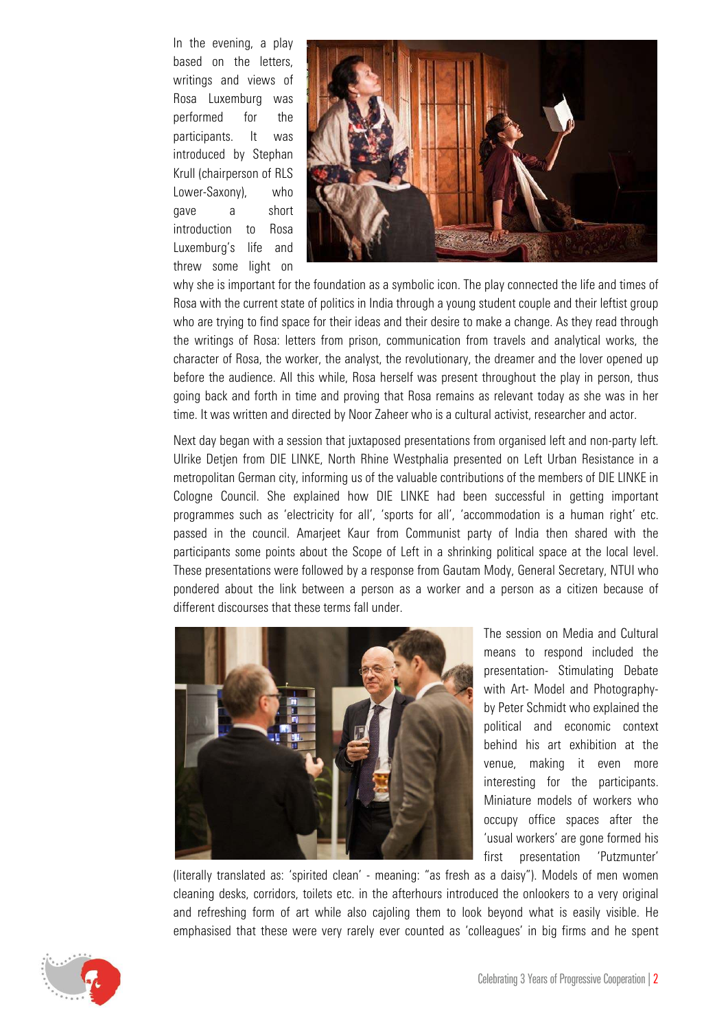In the evening, a play based on the letters, writings and views of Rosa Luxemburg was performed for the participants. It was introduced by Stephan Krull (chairperson of RLS Lower-Saxony), who gave a short introduction to Rosa Luxemburg's life and threw some light on why she is important for the foundation as a symbolic icon. The play connected the life and times of Rosa with the current state of politics in India through a young student couple and their leftist group who are trying to find space for their ideas and their desire to make a change. As they read through the writings of Rosa: letters from prison, communication from travels and analytical works, the character of Rosa, the worker, the analyst, the revolutionary, the dreamer and the lover opened up before the audience. All this while, Rosa herself was present throughout the play in person, thus going back and forth in time and proving that Rosa remains as relevant today as she was in her time. It was written and directed by Noor Zaheer who is a cultural activist, researcher and actor.

Next day began with a session that juxtaposed presentations from organised left and non-party left. Ulrike Detjen from DIE LINKE, North Rhine Westphalia presented on Left Urban Resistance in a metropolitan German city, informing us of the valuable contributions of the members of DIE LINKE in Cologne Council. She explained how DIE LINKE had been successful in getting important programmes such as 'electricity for all', 'sports for all', 'accommodation is a human right' etc. passed in the council. Amarjeet Kaur from Communist party of India then shared with the participants some points about the Scope of Left in a shrinking political space at the local level. These presentations were followed by a response from Gautam Mody, General Secretary, NTUI who pondered about the link between a person as a worker and a person as a citizen because of different discourses that these terms fall under.

The session on Media and Cultural means to respond included the presentation- Stimulating Debate with Art- Model and Photography- by Peter Schmidt who explained the political and economic context behind his art exhibition at the venue, making it even more interesting for the participants. Miniature models of workers who occupy office spaces after the 'usual workers' are gone formed his first presentation 'Putzmunter' (literally translated as: 'spirited clean' - meaning: "as fresh as a daisy"). Models of men women cleaning desks, corridors, toilets etc. in the afterhours introduced the onlookers to a very original and refreshing form of art while also cajoling them to look beyond what is easily visible. He emphasised that these were very rarely ever counted as 'colleagues' in big firms and he spent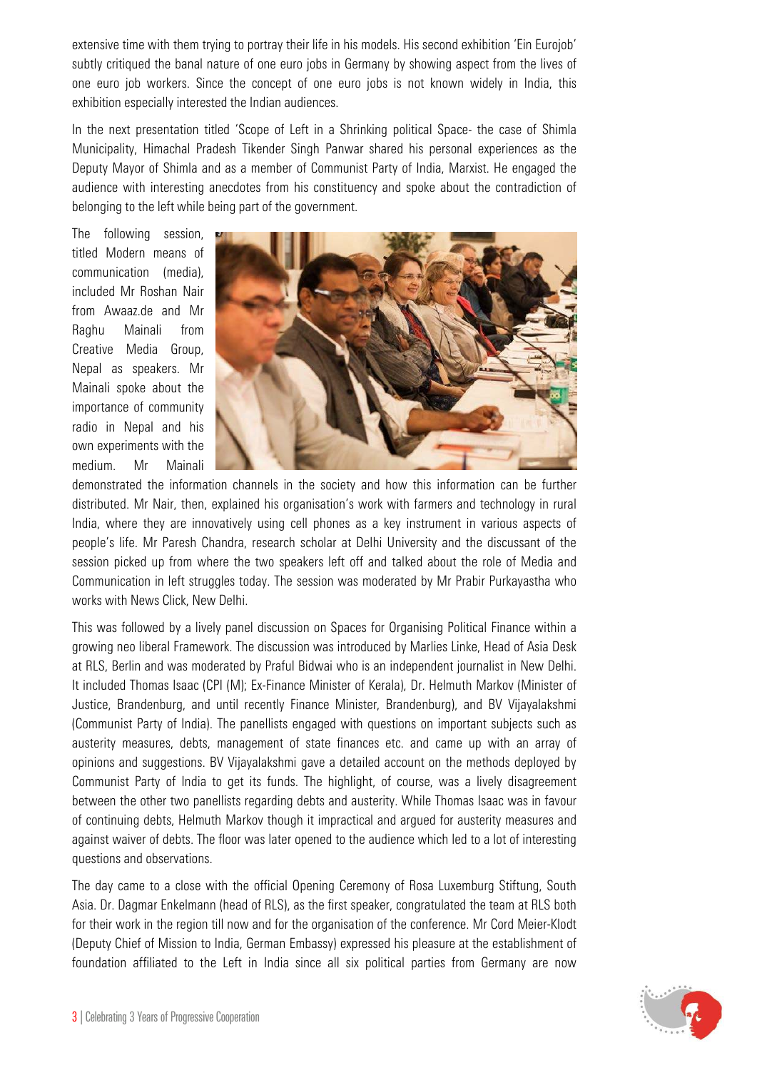extensive time with them trying to portray their life in his models. His second exhibition 'Ein Eurojob' subtly critiqued the banal nature of one euro jobs in Germany by showing aspect from the lives of one euro job workers. Since the concept of one euro jobs is not known widely in India, this exhibition especially interested the Indian audiences.

In the next presentation titled 'Scope of Left in a Shrinking political Space- the case of Shimla Municipality, Himachal Pradesh Tikender Singh Panwar shared his personal experiences as the Deputy Mayor of Shimla and as a member of Communist Party of India, Marxist. He engaged the audience with interesting anecdotes from his constituency and spoke about the contradiction of belonging to the left while being part of the government.

The following session, titled Modern means of communication (media), included Mr Roshan Nair from Awaaz.de and Mr Raghu Mainali from Creative Media Group, Nepal as speakers. Mr Mainali spoke about the importance of community radio in Nepal and his own experiments with the medium. Mr Mainali demonstrated the information channels in the society and how this information can be further distributed. Mr Nair, then, explained his organisation's work with farmers and technology in rural India, where they are innovatively using cell phones as a key instrument in various aspects of people's life. Mr Paresh Chandra, research scholar at Delhi University and the discussant of the session picked up from where the two speakers left off and talked about the role of Media and Communication in left struggles today. The session was moderated by Mr Prabir Purkayastha who works with News Click, New Delhi.

This was followed by a lively panel discussion on Spaces for Organising Political Finance within a growing neo liberal Framework. The discussion was introduced by Marlies Linke, Head of Asia Desk at RLS, Berlin and was moderated by Praful Bidwai who is an independent journalist in New Delhi. It included Thomas Isaac (CPI (M); Ex-Finance Minister of Kerala), Dr. Helmuth Markov (Minister of Justice, Brandenburg, and until recently Finance Minister, Brandenburg), and BV Vijayalakshmi (Communist Party of India). The panellists engaged with questions on important subjects such as austerity measures, debts, management of state finances etc. and came up with an array of opinions and suggestions. BV Vijayalakshmi gave a detailed account on the methods deployed by Communist Party of India to get its funds. The highlight, of course, was a lively disagreement between the other two panellists regarding debts and austerity. While Thomas Isaac was in favour of continuing debts, Helmuth Markov though it impractical and argued for austerity measures and against waiver of debts. The floor was later opened to the audience which led to a lot of interesting questions and observations.

The day came to a close with the official Opening Ceremony of Rosa Luxemburg Stiftung, South Asia. Dr. Dagmar Enkelmann (head of RLS), as the first speaker, congratulated the team at RLS both for their work in the region till now and for the organisation of the conference. Mr Cord Meier-Klodt (Deputy Chief of Mission to India, German Embassy) expressed his pleasure at the establishment of foundation affiliated to the Left in India since all six political parties from Germany are now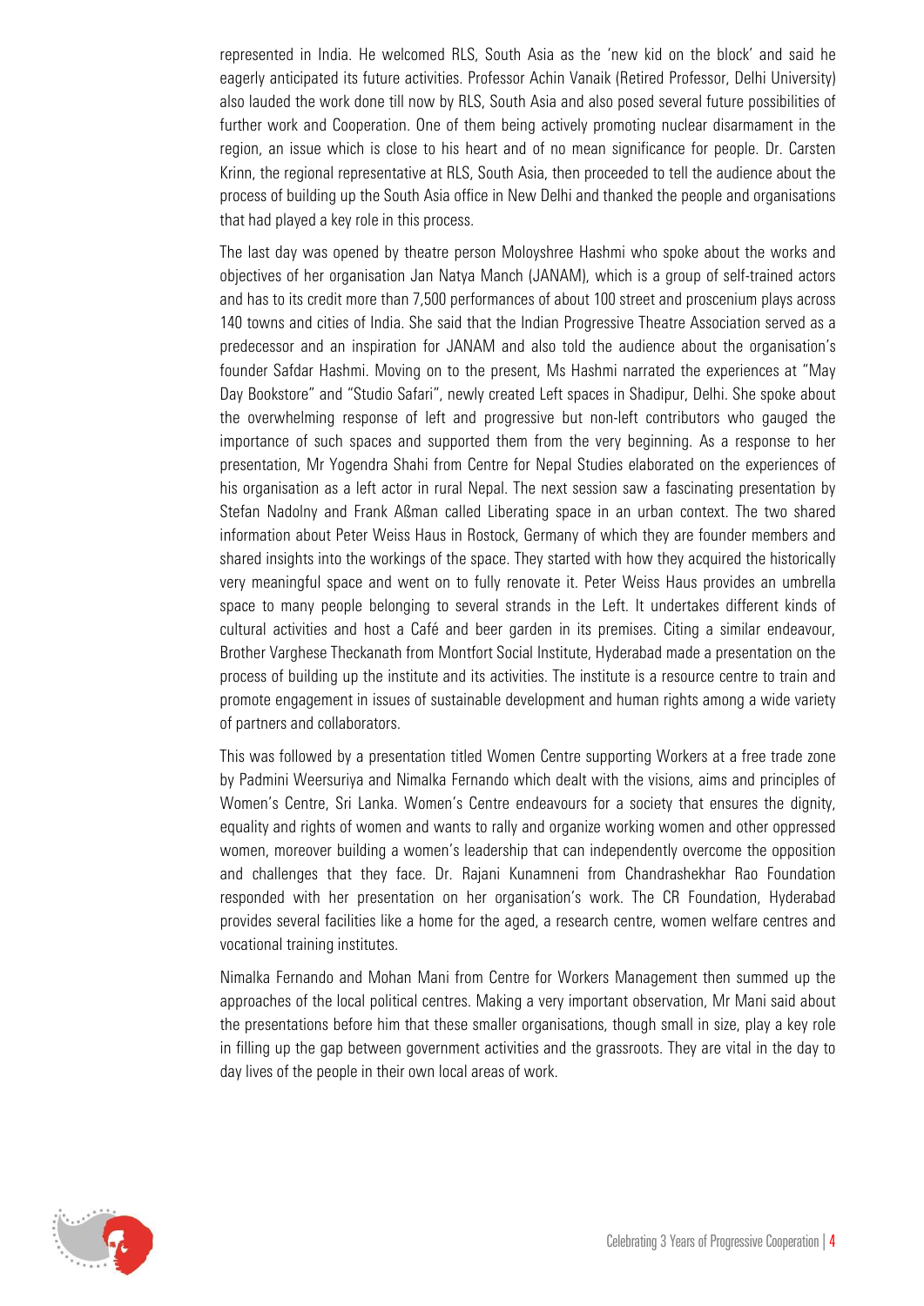represented in India. He welcomed RLS, South Asia as the 'new kid on the block' and said he eagerly anticipated its future activities. Professor Achin Vanaik (Retired Professor, Delhi University) also lauded the work done till now by RLS, South Asia and also posed several future possibilities of further work and Cooperation. One of them being actively promoting nuclear disarmament in the region, an issue which is close to his heart and of no mean significance for people. Dr. Carsten Krinn, the regional representative at RLS, South Asia, then proceeded to tell the audience about the process of building up the South Asia office in New Delhi and thanked the people and organisations that had played a key role in this process.

The last day was opened by theatre person Moloyshree Hashmi who spoke about the works and objectives of her organisation Jan Natya Manch (JANAM), which is a group of self-trained actors and has to its credit more than 7,500 performances of about 100 street and proscenium plays across 140 towns and cities of India. She said that the Indian Progressive Theatre Association served as a predecessor and an inspiration for JANAM and also told the audience about the organisation's founder Safdar Hashmi. Moving on to the present, Ms Hashmi narrated the experiences at "May Day Bookstore" and "Studio Safari", newly created Left spaces in Shadipur, Delhi. She spoke about the overwhelming response of left and progressive but non-left contributors who gauged the importance of such spaces and supported them from the very beginning. As a response to her presentation, Mr Yogendra Shahi from Centre for Nepal Studies elaborated on the experiences of his organisation as a left actor in rural Nepal. The next session saw a fascinating presentation by Stefan Nadolny and Frank Aßman called Liberating space in an urban context. The two shared information about Peter Weiss Haus in Rostock, Germany of which they are founder members and shared insights into the workings of the space. They started with how they acquired the historically very meaningful space and went on to fully renovate it. Peter Weiss Haus provides an umbrella space to many people belonging to several strands in the Left. It undertakes different kinds of cultural activities and host a Café and beer garden in its premises. Citing a similar endeavour, Brother Varghese Theckanath from Montfort Social Institute, Hyderabad made a presentation on the process of building up the institute and its activities. The institute is a resource centre to train and promote engagement in issues of sustainable development and human rights among a wide variety of partners and collaborators.

This was followed by a presentation titled Women Centre supporting Workers at a free trade zone by Padmini Weersuriya and Nimalka Fernando which dealt with the visions, aims and principles of Women's Centre, Sri Lanka. Women's Centre endeavours for a society that ensures the dignity, equality and rights of women and wants to rally and organize working women and other oppressed women, moreover building a women's leadership that can independently overcome the opposition and challenges that they face. Dr. Rajani Kunamneni from Chandrashekhar Rao Foundation responded with her presentation on her organisation's work. The CR Foundation, Hyderabad provides several facilities like a home for the aged, a research centre, women welfare centres and vocational training institutes.

Nimalka Fernando and Mohan Mani from Centre for Workers Management then summed up the approaches of the local political centres. Making a very important observation, Mr Mani said about the presentations before him that these smaller organisations, though small in size, play a key role in filling up the gap between government activities and the grassroots. They are vital in the day to day lives of the people in their own local areas of work.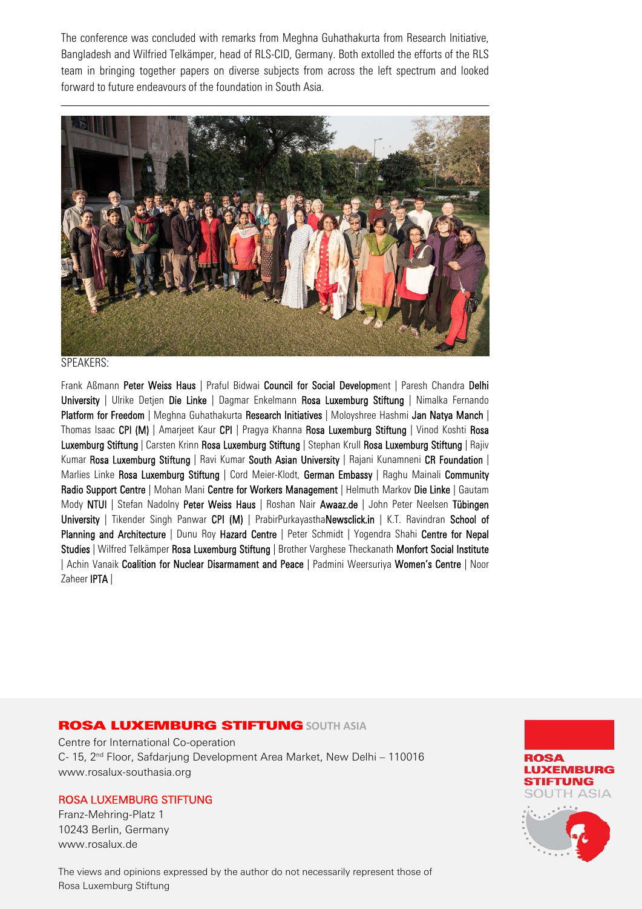The conference was concluded with remarks from Meghna Guhathakurta from Research Initiative, Bangladesh and Wilfried Telkämper, head of RLS-CID, Germany. Both extolled the efforts of the RLS team in bringing together papers on diverse subjects from across the left spectrum and looked forward to future endeavours of the foundation in South Asia.

---

SPEAKERS:

Frank Aßmann **Peter Weiss Haus** | Praful Bidwai **Council for Social Developm**ent | Paresh Chandra **Delhi University** | Ulrike Detjen **Die Linke** | Dagmar Enkelmann **Rosa Luxemburg Stiftung** | Nimalka Fernando **Platform for Freedom** | Meghna Guhathakurta **Research Initiatives** | Moloyshree Hashmi **Jan Natya Manch** | Thomas Isaac **CPI (M)** | Amarjeet Kaur **CPI** | Pragya Khanna **Rosa Luxemburg Stiftung** | Vinod Koshti **Rosa Luxemburg Stiftung** | Carsten Krinn **Rosa Luxemburg Stiftung** | Stephan Krull **Rosa Luxemburg Stiftung** | Rajiv Kumar **Rosa Luxemburg Stiftung** | Ravi Kumar **South Asian University** | Rajani Kunamneni **CR Foundation** | Marlies Linke **Rosa Luxemburg Stiftung** | Cord Meier-Klodt, **German Embassy** | Raghu Mainali **Community Radio Support Centre** | Mohan Mani **Centre for Workers Management** | Helmuth Markov **Die Linke** | Gautam Mody **NTUI** | Stefan Nadolny **Peter Weiss Haus** | Roshan Nair **Awaaz.de** | John Peter Neelsen **Tübingen University** | Tikender Singh Panwar **CPI (M)** | PrabirPurkayastha**Newsclick.in** | K.T. Ravindran **School of Planning and Architecture** | Dunu Roy **Hazard Centre** | Peter Schmidt | Yogendra Shahi **Centre for Nepal Studies** | Wilfred Telkämper **Rosa Luxemburg Stiftung** | Brother Varghese Theckanath **Monfort Social Institute** | Achin Vanaik **Coalition for Nuclear Disarmament and Peace** | Padmini Weersuriya **Women's Centre** | Noor Zaheer **IPTA** |

**ROSA LUXEMBURG STIFTUNG** SOUTH ASIA

Centre for International Co-operation
C- 15, 2nd Floor, Safdarjung Development Area Market, New Delhi – 110016
www.rosalux-southasia.org

ROSA LUXEMBURG STIFTUNG
Franz-Mehring-Platz 1
10243 Berlin, Germany
www.rosalux.de

The views and opinions expressed by the author do not necessarily represent those of Rosa Luxemburg Stiftung

ROSA LUXEMBURG STIFTUNG SOUTH ASIA